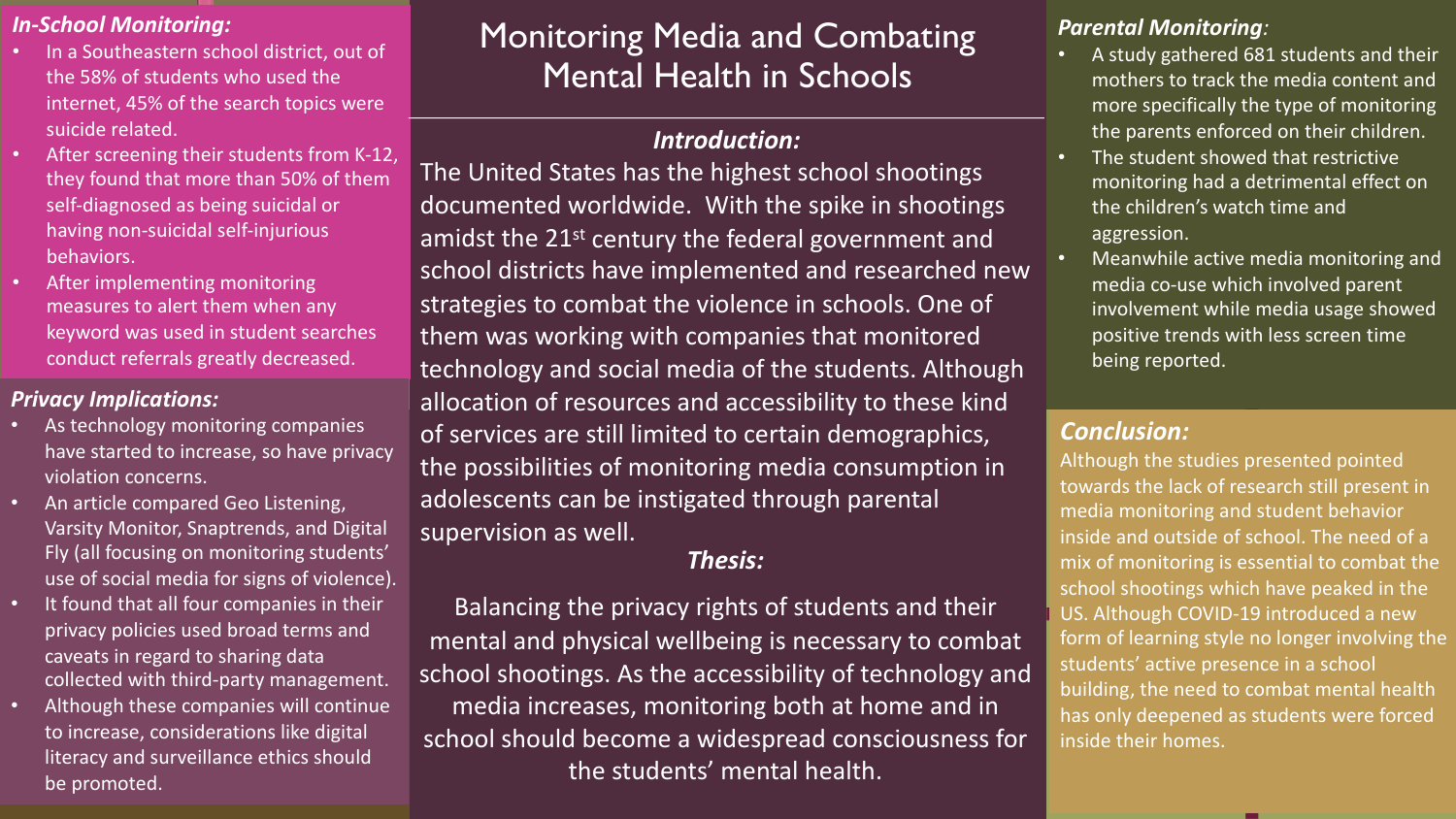# Monitoring Media and Combating Mental Health in Schools

## *Introduction:*

The United States has the highest school shootings documented worldwide. With the spike in shootings amidst the 21st century the federal government and school districts have implemented and researched new strategies to combat the violence in schools. One of them was working with companies that monitored technology and social media of the students. Although allocation of resources and accessibility to these kind of services are still limited to certain demographics, the possibilities of monitoring media consumption in adolescents can be instigated through parental supervision as well.

## *Thesis:*

Balancing the privacy rights of students and their mental and physical wellbeing is necessary to combat school shootings. As the accessibility of technology and media increases, monitoring both at home and in school should become a widespread consciousness for the students' mental health.

## *In-School Monitoring:*

- In a Southeastern school district, out of the 58% of students who used the internet, 45% of the search topics were suicide related.
- After screening their students from K-12, they found that more than 50% of them self-diagnosed as being suicidal or having non-suicidal self-injurious behaviors.
- After implementing monitoring measures to alert them when any keyword was used in student searches conduct referrals greatly decreased.

## *Privacy Implications:*

- As technology monitoring companies have started to increase, so have privacy violation concerns.
- An article compared Geo Listening, Varsity Monitor, Snaptrends, and Digital Fly (all focusing on monitoring students' use of social media for signs of violence).
- It found that all four companies in their privacy policies used broad terms and caveats in regard to sharing data collected with third-party management.
- Although these companies will continue to increase, considerations like digital literacy and surveillance ethics should be promoted.

## *Parental Monitoring:*

- A study gathered 681 students and their mothers to track the media content and more specifically the type of monitoring the parents enforced on their children.
- The student showed that restrictive monitoring had a detrimental effect on the children's watch time and aggression.
- Meanwhile active media monitoring and media co-use which involved parent involvement while media usage showed positive trends with less screen time being reported.

## *Conclusion:*

Although the studies presented pointed towards the lack of research still present in media monitoring and student behavior inside and outside of school. The need of a mix of monitoring is essential to combat the school shootings which have peaked in the US. Although COVID-19 introduced a new form of learning style no longer involving the students' active presence in a school building, the need to combat mental health has only deepened as students were forced inside their homes.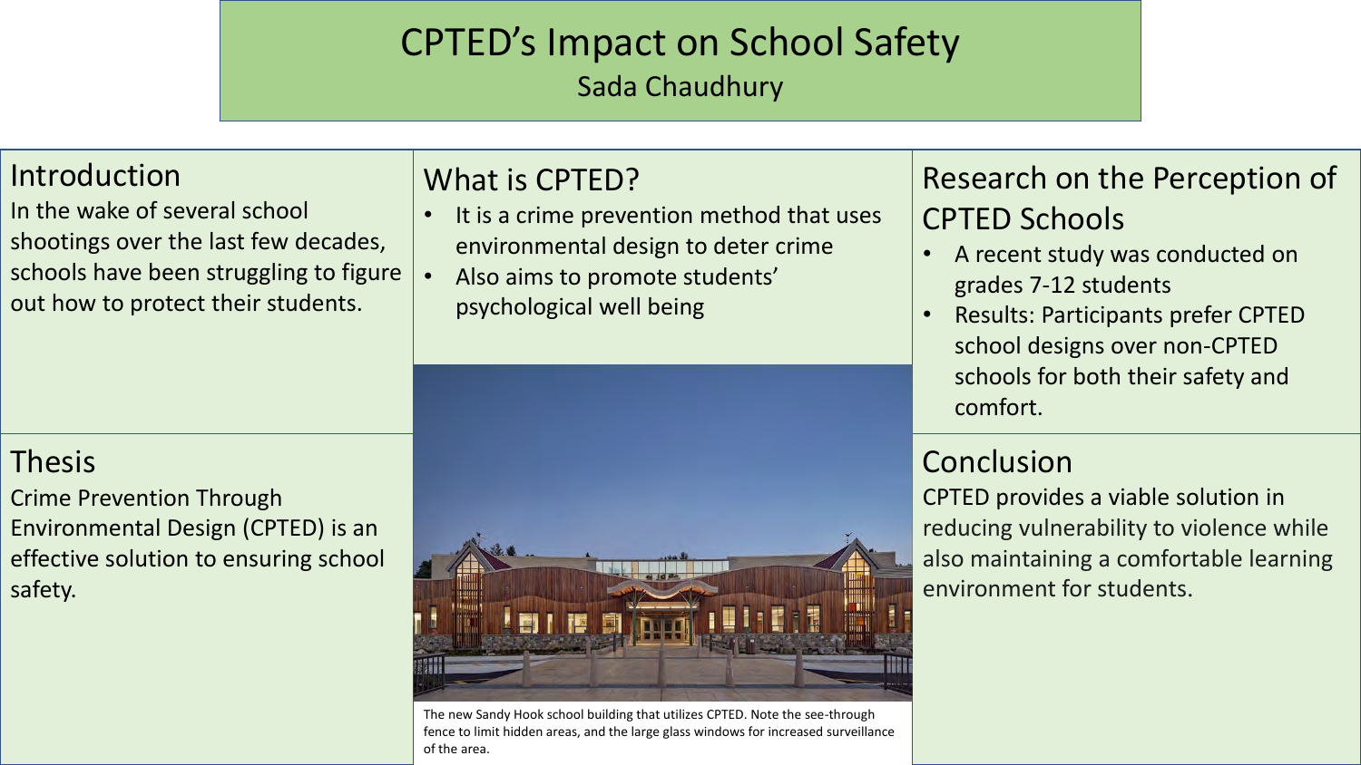# CPTED's Impact on School Safety

Sada Chaudhury

## Introduction

In the wake of several school shootings over the last few decades, schools have been struggling to figure out how to protect their students.

## Thesis

Crime Prevention Through Environmental Design (CPTED) is an effective solution to ensuring school safety.

## What is CPTED?

- It is a crime prevention method that uses environmental design to deter crime
- Also aims to promote students' psychological well being

The new Sandy Hook school building that utilizes CPTED. Note the see-through fence to limit hidden areas, and the large glass windows for increased surveillance of the area.

## Research on the Perception of CPTED Schools

- A recent study was conducted on grades 7-12 students
- Results: Participants prefer CPTED school designs over non-CPTED schools for both their safety and comfort.

## Conclusion

CPTED provides a viable solution in reducing vulnerability to violence while also maintaining a comfortable learning environment for students.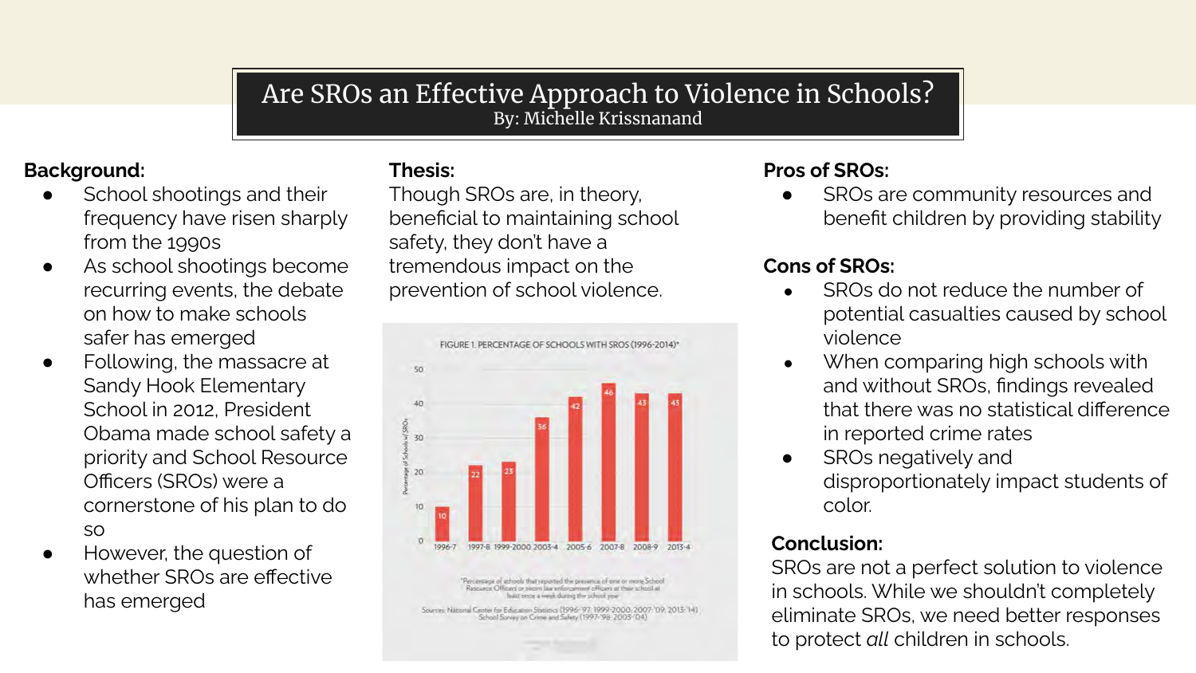# Are SROs an Effective Approach to Violence in Schools?

By: Michelle Krissnanand

**Background:**

- School shootings and their frequency have risen sharply from the 1990s
- As school shootings become recurring events, the debate on how to make schools safer has emerged
- Following, the massacre at Sandy Hook Elementary School in 2012, President Obama made school safety a priority and School Resource Officers (SROs) were a cornerstone of his plan to do so
- However, the question of whether SROs are effective has emerged

**Thesis:**

Though SROs are, in theory, beneficial to maintaining school safety, they don't have a tremendous impact on the prevention of school violence.

FIGURE 1. PERCENTAGE OF SCHOOLS WITH SROS (1996-2014)*

Percentage of Schools w/ SROs

50
40
30
20
10
0

10
22
23
36
42
46
43
43

1996-7
1997-8
1999-2000
2003-4
2005-6
2007-8
2008-9
2013-4

*Percentage of schools that reported the presence of one or more School Resource Officers or sworn law enforcement officers at their school at least once a week during the school year

Sources: National Center for Education Statistics (1996-'97, 1999-2000, 2007-'09, 2013-'14) School Survey on Crime and Safety (1997-'98, 2003-'04)

**Pros of SROs:**

- SROs are community resources and benefit children by providing stability

**Cons of SROs:**

- SROs do not reduce the number of potential casualties caused by school violence
- When comparing high schools with and without SROs, findings revealed that there was no statistical difference in reported crime rates
- SROs negatively and disproportionately impact students of color.

**Conclusion:**

SROs are not a perfect solution to violence in schools. While we shouldn't completely eliminate SROs, we need better responses to protect *all* children in schools.